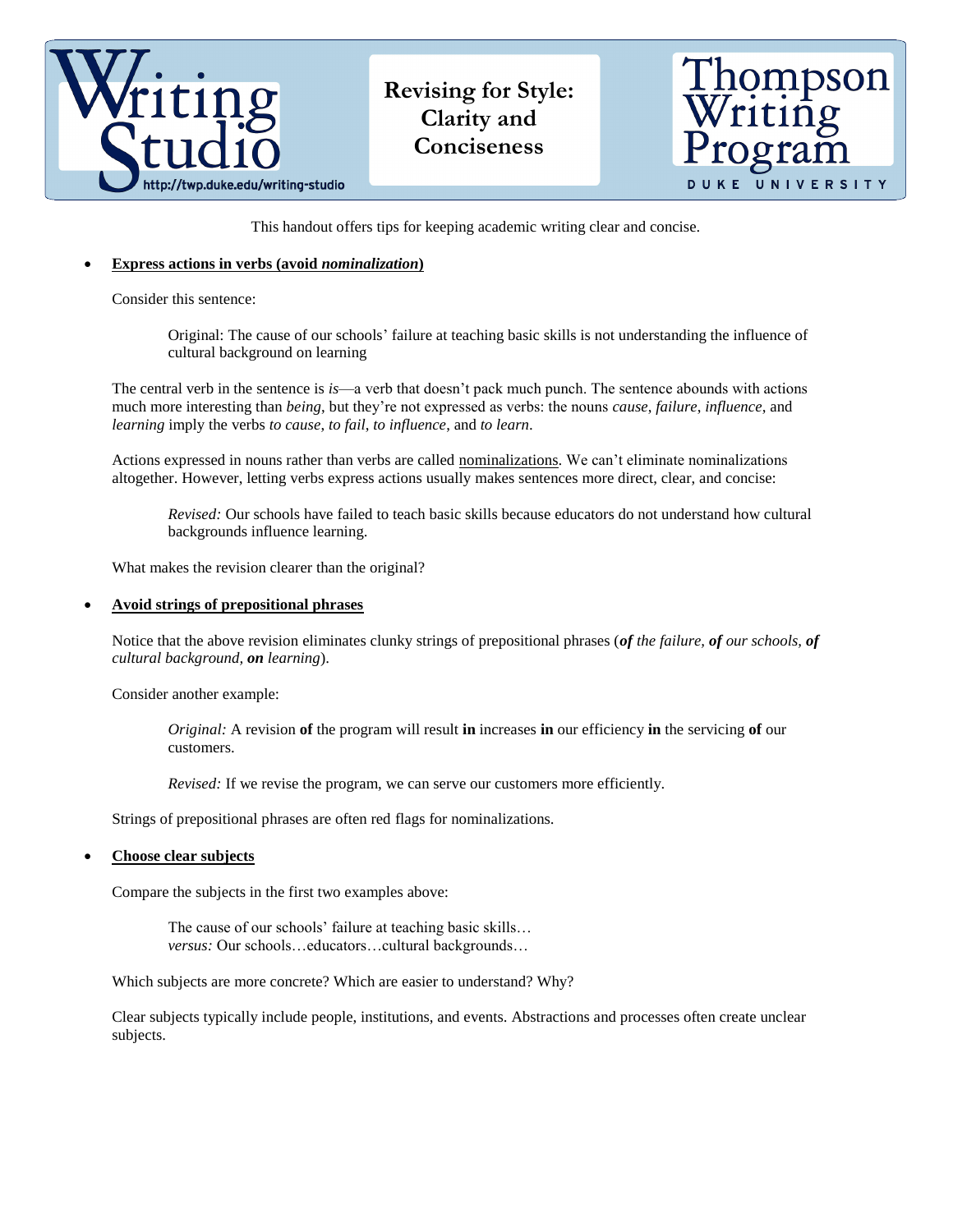# Revising for Style: Clarity and Conciseness

Writing Studio — http://twp.duke.edu/writing-studio

Thompson Writing Program — DUKE UNIVERSITY

This handout offers tips for keeping academic writing clear and concise.

- **Express actions in verbs (avoid *nominalization*)**

  Consider this sentence:

  > Original: The cause of our schools' failure at teaching basic skills is not understanding the influence of cultural background on learning

  The central verb in the sentence is *is*—a verb that doesn't pack much punch. The sentence abounds with actions much more interesting than *being*, but they're not expressed as verbs: the nouns *cause, failure, influence,* and *learning* imply the verbs *to cause, to fail, to influence,* and *to learn*.

  Actions expressed in nouns rather than verbs are called nominalizations. We can't eliminate nominalizations altogether. However, letting verbs express actions usually makes sentences more direct, clear, and concise:

  > *Revised:* Our schools have failed to teach basic skills because educators do not understand how cultural backgrounds influence learning.

  What makes the revision clearer than the original?

- **Avoid strings of prepositional phrases**

  Notice that the above revision eliminates clunky strings of prepositional phrases (***of** the failure, **of** our schools, **of** cultural background, **on** learning*).

  Consider another example:

  > *Original:* A revision **of** the program will result **in** increases **in** our efficiency **in** the servicing **of** our customers.
  >
  > *Revised:* If we revise the program, we can serve our customers more efficiently.

  Strings of prepositional phrases are often red flags for nominalizations.

- **Choose clear subjects**

  Compare the subjects in the first two examples above:

  > The cause of our schools' failure at teaching basic skills…
  > *versus:* Our schools…educators…cultural backgrounds…

  Which subjects are more concrete? Which are easier to understand? Why?

  Clear subjects typically include people, institutions, and events. Abstractions and processes often create unclear subjects.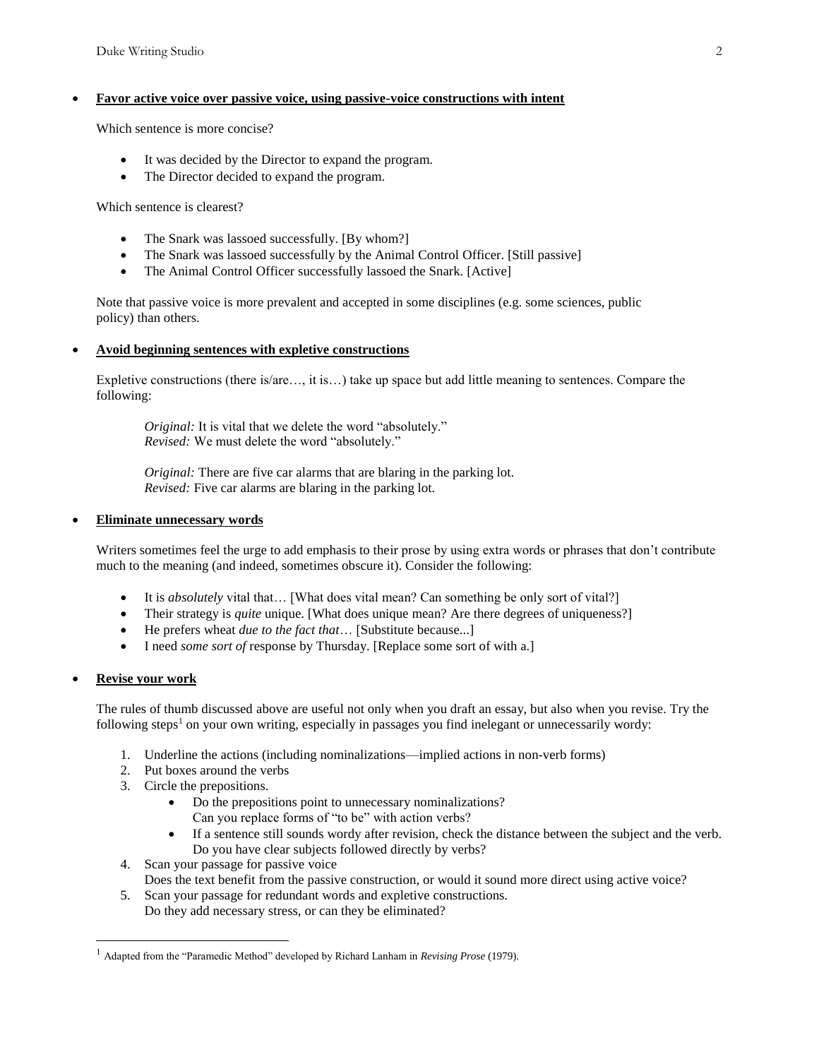- **Favor active voice over passive voice, using passive-voice constructions with intent**

  Which sentence is more concise?

  - It was decided by the Director to expand the program.
  - The Director decided to expand the program.

  Which sentence is clearest?

  - The Snark was lassoed successfully. [By whom?]
  - The Snark was lassoed successfully by the Animal Control Officer. [Still passive]
  - The Animal Control Officer successfully lassoed the Snark. [Active]

  Note that passive voice is more prevalent and accepted in some disciplines (e.g. some sciences, public policy) than others.

- **Avoid beginning sentences with expletive constructions**

  Expletive constructions (there is/are…, it is…) take up space but add little meaning to sentences. Compare the following:

  > *Original:* It is vital that we delete the word "absolutely."
  > *Revised:* We must delete the word "absolutely."
  >
  > *Original:* There are five car alarms that are blaring in the parking lot.
  > *Revised:* Five car alarms are blaring in the parking lot.

- **Eliminate unnecessary words**

  Writers sometimes feel the urge to add emphasis to their prose by using extra words or phrases that don't contribute much to the meaning (and indeed, sometimes obscure it). Consider the following:

  - It is *absolutely* vital that… [What does vital mean? Can something be only sort of vital?]
  - Their strategy is *quite* unique. [What does unique mean? Are there degrees of uniqueness?]
  - He prefers wheat *due to the fact that*… [Substitute because...]
  - I need *some sort of* response by Thursday. [Replace some sort of with a.]

- **Revise your work**

  The rules of thumb discussed above are useful not only when you draft an essay, but also when you revise. Try the following steps[1] on your own writing, especially in passages you find inelegant or unnecessarily wordy:

  1. Underline the actions (including nominalizations—implied actions in non-verb forms)
  2. Put boxes around the verbs
  3. Circle the prepositions.
     - Do the prepositions point to unnecessary nominalizations?
       Can you replace forms of "to be" with action verbs?
     - If a sentence still sounds wordy after revision, check the distance between the subject and the verb.
       Do you have clear subjects followed directly by verbs?
  4. Scan your passage for passive voice
     Does the text benefit from the passive construction, or would it sound more direct using active voice?
  5. Scan your passage for redundant words and expletive constructions.
     Do they add necessary stress, or can they be eliminated?

---

[1] Adapted from the "Paramedic Method" developed by Richard Lanham in *Revising Prose* (1979).